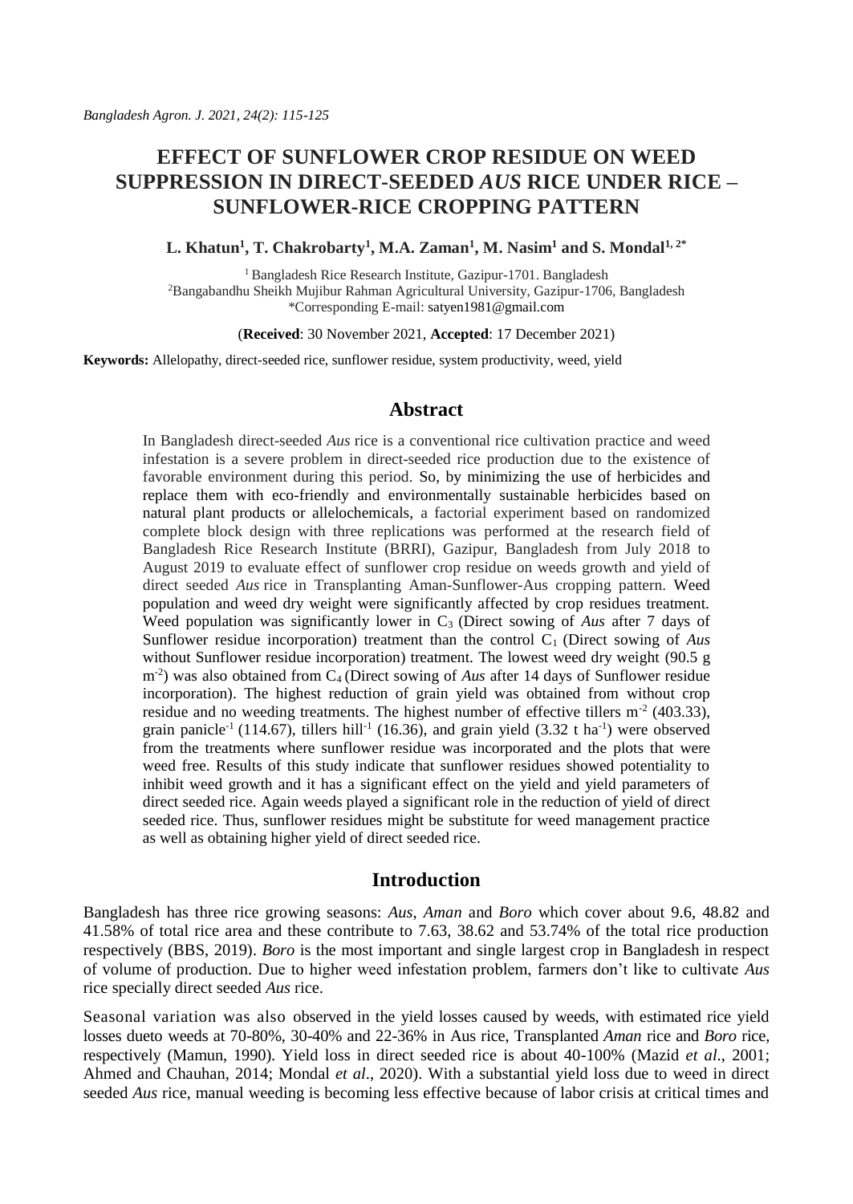# EFFECT OF SUNFLOWER CROP RESIDUE ON WEED SUPPRESSION IN DIRECT-SEEDED *AUS* RICE UNDER RICE – SUNFLOWER-RICE CROPPING PATTERN

**L. Khatun[1], T. Chakrobarty[1], M.A. Zaman[1], M. Nasim[1] and S. Mondal[1, 2*]**

[1] Bangladesh Rice Research Institute, Gazipur-1701. Bangladesh
[2] Bangabandhu Sheikh Mujibur Rahman Agricultural University, Gazipur-1706, Bangladesh
*Corresponding E-mail: satyen1981@gmail.com

(**Received**: 30 November 2021, **Accepted**: 17 December 2021)

**Keywords:** Allelopathy, direct-seeded rice, sunflower residue, system productivity, weed, yield

## Abstract

In Bangladesh direct-seeded *Aus* rice is a conventional rice cultivation practice and weed infestation is a severe problem in direct-seeded rice production due to the existence of favorable environment during this period. So, by minimizing the use of herbicides and replace them with eco-friendly and environmentally sustainable herbicides based on natural plant products or allelochemicals, a factorial experiment based on randomized complete block design with three replications was performed at the research field of Bangladesh Rice Research Institute (BRRI), Gazipur, Bangladesh from July 2018 to August 2019 to evaluate effect of sunflower crop residue on weeds growth and yield of direct seeded *Aus* rice in Transplanting Aman-Sunflower-Aus cropping pattern. Weed population and weed dry weight were significantly affected by crop residues treatment. Weed population was significantly lower in $C_3$ (Direct sowing of *Aus* after 7 days of Sunflower residue incorporation) treatment than the control $C_1$ (Direct sowing of *Aus* without Sunflower residue incorporation) treatment. The lowest weed dry weight (90.5 g $m^{-2}$) was also obtained from $C_4$ (Direct sowing of *Aus* after 14 days of Sunflower residue incorporation). The highest reduction of grain yield was obtained from without crop residue and no weeding treatments. The highest number of effective tillers $m^{-2}$ (403.33), grain panicle$^{-1}$ (114.67), tillers hill$^{-1}$ (16.36), and grain yield (3.32 t $ha^{-1}$) were observed from the treatments where sunflower residue was incorporated and the plots that were weed free. Results of this study indicate that sunflower residues showed potentiality to inhibit weed growth and it has a significant effect on the yield and yield parameters of direct seeded rice. Again weeds played a significant role in the reduction of yield of direct seeded rice. Thus, sunflower residues might be substitute for weed management practice as well as obtaining higher yield of direct seeded rice.

## Introduction

Bangladesh has three rice growing seasons: *Aus*, *Aman* and *Boro* which cover about 9.6, 48.82 and 41.58% of total rice area and these contribute to 7.63, 38.62 and 53.74% of the total rice production respectively (BBS, 2019). *Boro* is the most important and single largest crop in Bangladesh in respect of volume of production. Due to higher weed infestation problem, farmers don't like to cultivate *Aus* rice specially direct seeded *Aus* rice.

Seasonal variation was also observed in the yield losses caused by weeds, with estimated rice yield losses dueto weeds at 70-80%, 30-40% and 22-36% in Aus rice, Transplanted *Aman* rice and *Boro* rice, respectively (Mamun, 1990). Yield loss in direct seeded rice is about 40-100% (Mazid *et al*., 2001; Ahmed and Chauhan, 2014; Mondal *et al*., 2020). With a substantial yield loss due to weed in direct seeded *Aus* rice, manual weeding is becoming less effective because of labor crisis at critical times and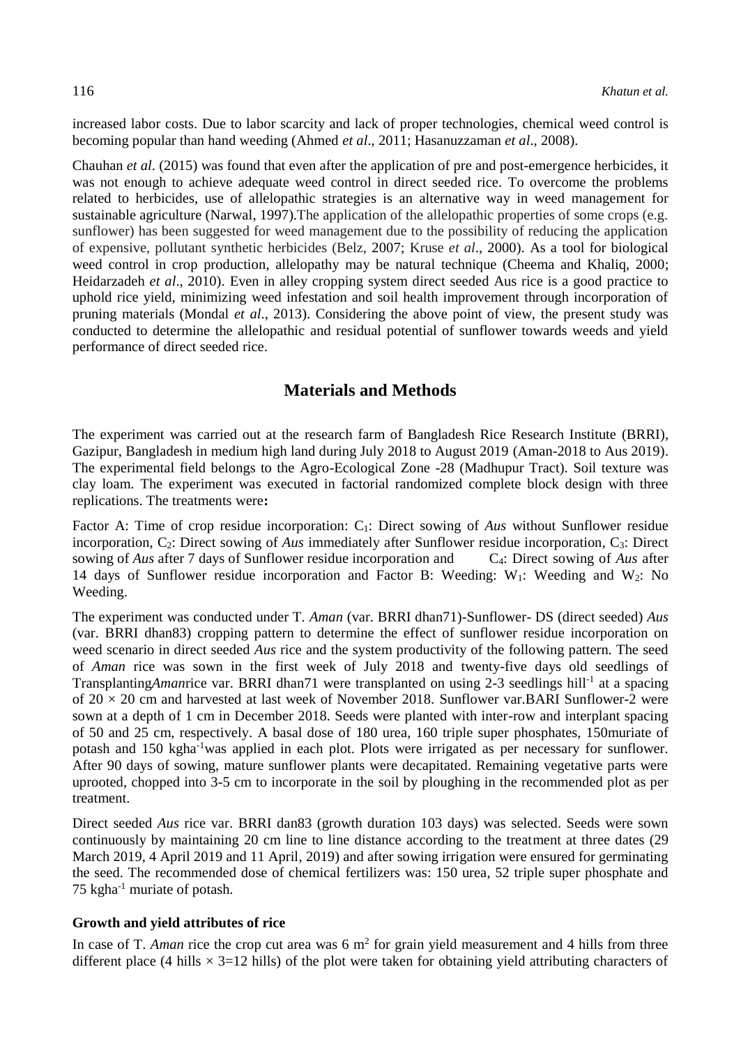increased labor costs. Due to labor scarcity and lack of proper technologies, chemical weed control is becoming popular than hand weeding (Ahmed *et al*., 2011; Hasanuzzaman *et al*., 2008).

Chauhan *et al*. (2015) was found that even after the application of pre and post-emergence herbicides, it was not enough to achieve adequate weed control in direct seeded rice. To overcome the problems related to herbicides, use of allelopathic strategies is an alternative way in weed management for sustainable agriculture (Narwal, 1997).The application of the allelopathic properties of some crops (e.g. sunflower) has been suggested for weed management due to the possibility of reducing the application of expensive, pollutant synthetic herbicides (Belz, 2007; Kruse *et al*., 2000). As a tool for biological weed control in crop production, allelopathy may be natural technique (Cheema and Khaliq, 2000; Heidarzadeh *et al*., 2010). Even in alley cropping system direct seeded Aus rice is a good practice to uphold rice yield, minimizing weed infestation and soil health improvement through incorporation of pruning materials (Mondal *et al*., 2013). Considering the above point of view, the present study was conducted to determine the allelopathic and residual potential of sunflower towards weeds and yield performance of direct seeded rice.

## Materials and Methods

The experiment was carried out at the research farm of Bangladesh Rice Research Institute (BRRI), Gazipur, Bangladesh in medium high land during July 2018 to August 2019 (Aman-2018 to Aus 2019). The experimental field belongs to the Agro-Ecological Zone -28 (Madhupur Tract). Soil texture was clay loam. The experiment was executed in factorial randomized complete block design with three replications. The treatments were**:**

Factor A: Time of crop residue incorporation: $C_1$: Direct sowing of *Aus* without Sunflower residue incorporation, $C_2$: Direct sowing of *Aus* immediately after Sunflower residue incorporation, $C_3$: Direct sowing of *Aus* after 7 days of Sunflower residue incorporation and $C_4$: Direct sowing of *Aus* after 14 days of Sunflower residue incorporation and Factor B: Weeding: $W_1$: Weeding and $W_2$: No Weeding.

The experiment was conducted under T. *Aman* (var. BRRI dhan71)-Sunflower- DS (direct seeded) *Aus* (var. BRRI dhan83) cropping pattern to determine the effect of sunflower residue incorporation on weed scenario in direct seeded *Aus* rice and the system productivity of the following pattern. The seed of *Aman* rice was sown in the first week of July 2018 and twenty-five days old seedlings of Transplanting*Aman*rice var. BRRI dhan71 were transplanted on using 2-3 seedlings hill$^{-1}$ at a spacing of $20 \times 20$ cm and harvested at last week of November 2018. Sunflower var.BARI Sunflower-2 were sown at a depth of 1 cm in December 2018. Seeds were planted with inter-row and interplant spacing of 50 and 25 cm, respectively. A basal dose of 180 urea, 160 triple super phosphates, 150muriate of potash and 150 kgha$^{-1}$was applied in each plot. Plots were irrigated as per necessary for sunflower. After 90 days of sowing, mature sunflower plants were decapitated. Remaining vegetative parts were uprooted, chopped into 3-5 cm to incorporate in the soil by ploughing in the recommended plot as per treatment.

Direct seeded *Aus* rice var. BRRI dan83 (growth duration 103 days) was selected. Seeds were sown continuously by maintaining 20 cm line to line distance according to the treatment at three dates (29 March 2019, 4 April 2019 and 11 April, 2019) and after sowing irrigation were ensured for germinating the seed. The recommended dose of chemical fertilizers was: 150 urea, 52 triple super phosphate and 75 kgha$^{-1}$ muriate of potash.

### Growth and yield attributes of rice

In case of T. *Aman* rice the crop cut area was 6 m$^2$ for grain yield measurement and 4 hills from three different place (4 hills $\times$ 3=12 hills) of the plot were taken for obtaining yield attributing characters of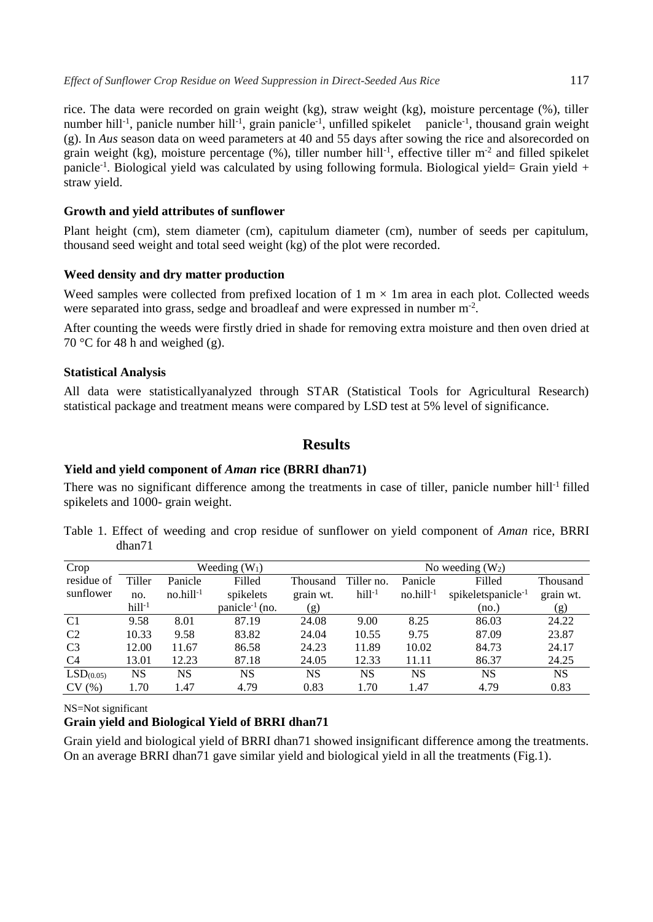rice. The data were recorded on grain weight (kg), straw weight (kg), moisture percentage (%), tiller number hill$^{-1}$, panicle number hill$^{-1}$, grain panicle$^{-1}$, unfilled spikelet panicle$^{-1}$, thousand grain weight (g). In *Aus* season data on weed parameters at 40 and 55 days after sowing the rice and alsorecorded on grain weight (kg), moisture percentage (%), tiller number hill$^{-1}$, effective tiller m$^{-2}$ and filled spikelet panicle$^{-1}$. Biological yield was calculated by using following formula. Biological yield= Grain yield + straw yield.

### Growth and yield attributes of sunflower

Plant height (cm), stem diameter (cm), capitulum diameter (cm), number of seeds per capitulum, thousand seed weight and total seed weight (kg) of the plot were recorded.

### Weed density and dry matter production

Weed samples were collected from prefixed location of 1 m × 1m area in each plot. Collected weeds were separated into grass, sedge and broadleaf and were expressed in number m$^{-2}$.

After counting the weeds were firstly dried in shade for removing extra moisture and then oven dried at 70 °C for 48 h and weighed (g).

### Statistical Analysis

All data were statisticallyanalyzed through STAR (Statistical Tools for Agricultural Research) statistical package and treatment means were compared by LSD test at 5% level of significance.

## Results

### Yield and yield component of *Aman* rice (BRRI dhan71)

There was no significant difference among the treatments in case of tiller, panicle number hill$^{-1}$ filled spikelets and 1000- grain weight.

Table 1. Effect of weeding and crop residue of sunflower on yield component of *Aman* rice, BRRI dhan71

| Crop residue of sunflower | Weeding ($W_1$) | | | | No weeding ($W_2$) | | | |
|---|---|---|---|---|---|---|---|---|
| | Tiller no. hill$^{-1}$ | Panicle no.hill$^{-1}$ | Filled spikelets panicle$^{-1}$ (no. | Thousand grain wt. (g) | Tiller no. hill$^{-1}$ | Panicle no.hill$^{-1}$ | Filled spikeletspanicle$^{-1}$ (no.) | Thousand grain wt. (g) |
| C1 | 9.58 | 8.01 | 87.19 | 24.08 | 9.00 | 8.25 | 86.03 | 24.22 |
| C2 | 10.33 | 9.58 | 83.82 | 24.04 | 10.55 | 9.75 | 87.09 | 23.87 |
| C3 | 12.00 | 11.67 | 86.58 | 24.23 | 11.89 | 10.02 | 84.73 | 24.17 |
| C4 | 13.01 | 12.23 | 87.18 | 24.05 | 12.33 | 11.11 | 86.37 | 24.25 |
| $LSD_{(0.05)}$ | NS | NS | NS | NS | NS | NS | NS | NS |
| CV (%) | 1.70 | 1.47 | 4.79 | 0.83 | 1.70 | 1.47 | 4.79 | 0.83 |

NS=Not significant

### Grain yield and Biological Yield of BRRI dhan71

Grain yield and biological yield of BRRI dhan71 showed insignificant difference among the treatments. On an average BRRI dhan71 gave similar yield and biological yield in all the treatments (Fig.1).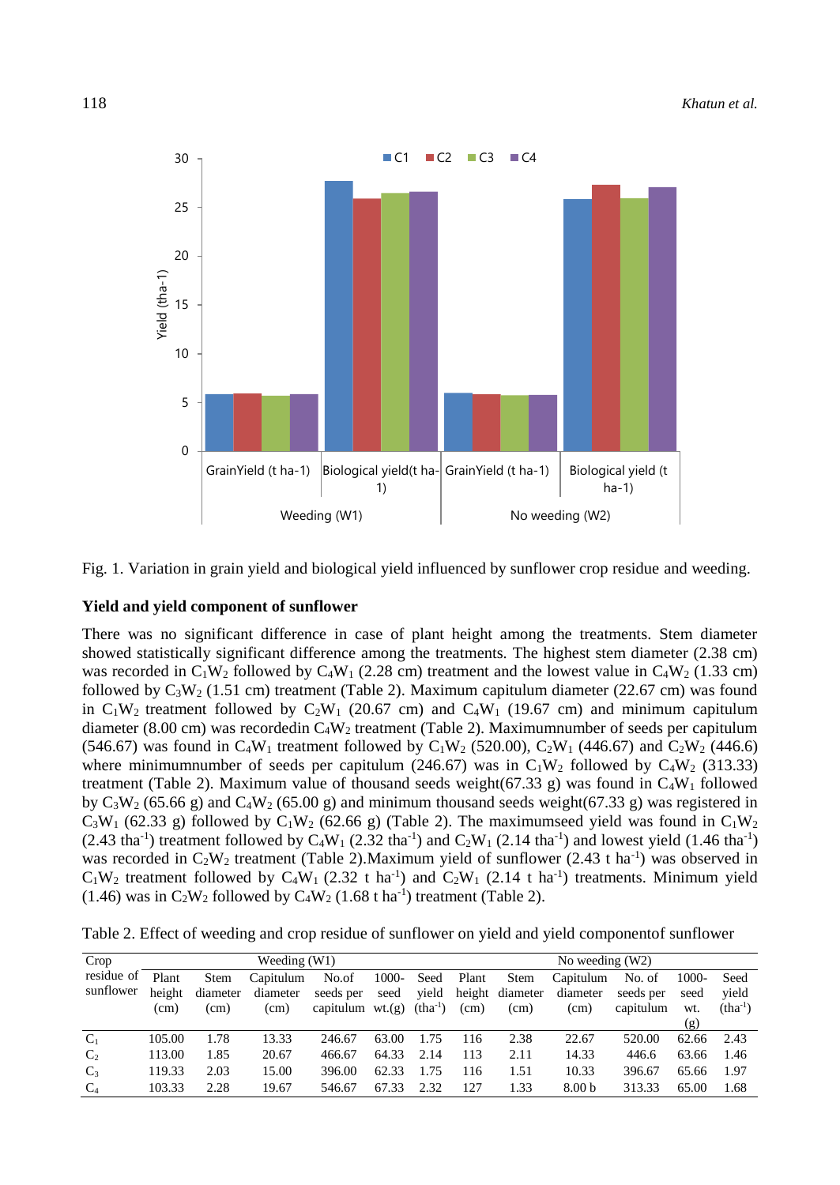Fig. 1. Variation in grain yield and biological yield influenced by sunflower crop residue and weeding.

**Yield and yield component of sunflower**

There was no significant difference in case of plant height among the treatments. Stem diameter showed statistically significant difference among the treatments. The highest stem diameter (2.38 cm) was recorded in $C_1W_2$ followed by $C_4W_1$ (2.28 cm) treatment and the lowest value in $C_4W_2$ (1.33 cm) followed by $C_3W_2$ (1.51 cm) treatment (Table 2). Maximum capitulum diameter (22.67 cm) was found in $C_1W_2$ treatment followed by $C_2W_1$ (20.67 cm) and $C_4W_1$ (19.67 cm) and minimum capitulum diameter (8.00 cm) was recordedin $C_4W_2$ treatment (Table 2). Maximumnumber of seeds per capitulum (546.67) was found in $C_4W_1$ treatment followed by $C_1W_2$ (520.00), $C_2W_1$ (446.67) and $C_2W_2$ (446.6) where minimumnumber of seeds per capitulum (246.67) was in $C_1W_2$ followed by $C_4W_2$ (313.33) treatment (Table 2). Maximum value of thousand seeds weight(67.33 g) was found in $C_4W_1$ followed by $C_3W_2$ (65.66 g) and $C_4W_2$ (65.00 g) and minimum thousand seeds weight(67.33 g) was registered in $C_3W_1$ (62.33 g) followed by $C_1W_2$ (62.66 g) (Table 2). The maximumseed yield was found in $C_1W_2$ (2.43 tha$^{-1}$) treatment followed by $C_4W_1$ (2.32 tha$^{-1}$) and $C_2W_1$ (2.14 tha$^{-1}$) and lowest yield (1.46 tha$^{-1}$) was recorded in $C_2W_2$ treatment (Table 2).Maximum yield of sunflower (2.43 t ha$^{-1}$) was observed in $C_1W_2$ treatment followed by $C_4W_1$ (2.32 t ha$^{-1}$) and $C_2W_1$ (2.14 t ha$^{-1}$) treatments. Minimum yield (1.46) was in $C_2W_2$ followed by $C_4W_2$ (1.68 t ha$^{-1}$) treatment (Table 2).

Table 2. Effect of weeding and crop residue of sunflower on yield and yield componentof sunflower

| Crop residue of sunflower | Weeding (W1) | | | | | | No weeding (W2) | | | | | |
|---|---|---|---|---|---|---|---|---|---|---|---|---|
| | Plant height (cm) | Stem diameter (cm) | Capitulum diameter (cm) | No.of seeds per capitulum | 1000-seed wt.(g) | Seed yield (tha$^{-1}$) | Plant height (cm) | Stem diameter (cm) | Capitulum diameter (cm) | No. of seeds per capitulum | 1000-seed wt. (g) | Seed yield (tha$^{-1}$) |
| $C_1$ | 105.00 | 1.78 | 13.33 | 246.67 | 63.00 | 1.75 | 116 | 2.38 | 22.67 | 520.00 | 62.66 | 2.43 |
| $C_2$ | 113.00 | 1.85 | 20.67 | 466.67 | 64.33 | 2.14 | 113 | 2.11 | 14.33 | 446.6 | 63.66 | 1.46 |
| $C_3$ | 119.33 | 2.03 | 15.00 | 396.00 | 62.33 | 1.75 | 116 | 1.51 | 10.33 | 396.67 | 65.66 | 1.97 |
| $C_4$ | 103.33 | 2.28 | 19.67 | 546.67 | 67.33 | 2.32 | 127 | 1.33 | 8.00 b | 313.33 | 65.00 | 1.68 |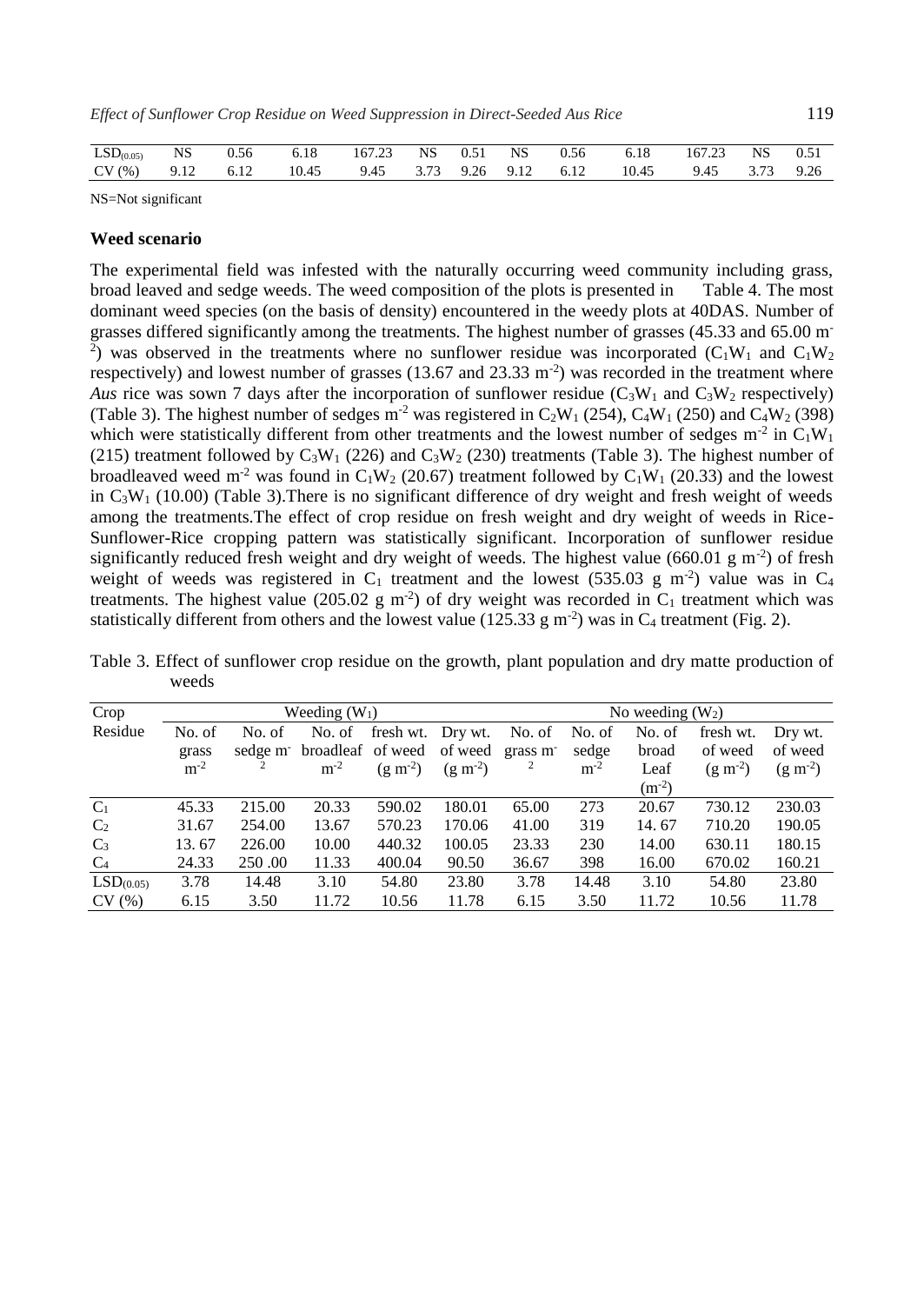| $LSD_{(0.05)}$ | NS | 0.56 | 6.18 | 167.23 | NS | 0.51 | NS | 0.56 | 6.18 | 167.23 | NS | 0.51 |
|---|---|---|---|---|---|---|---|---|---|---|---|---|
| CV (%) | 9.12 | 6.12 | 10.45 | 9.45 | 3.73 | 9.26 | 9.12 | 6.12 | 10.45 | 9.45 | 3.73 | 9.26 |

NS=Not significant

### Weed scenario

The experimental field was infested with the naturally occurring weed community including grass, broad leaved and sedge weeds. The weed composition of the plots is presented in Table 4. The most dominant weed species (on the basis of density) encountered in the weedy plots at 40DAS. Number of grasses differed significantly among the treatments. The highest number of grasses (45.33 and 65.00 $m^{-2}$) was observed in the treatments where no sunflower residue was incorporated ($C_1W_1$ and $C_1W_2$ respectively) and lowest number of grasses (13.67 and 23.33 $m^{-2}$) was recorded in the treatment where *Aus* rice was sown 7 days after the incorporation of sunflower residue ($C_3W_1$ and $C_3W_2$ respectively) (Table 3). The highest number of sedges $m^{-2}$ was registered in $C_2W_1$ (254), $C_4W_1$ (250) and $C_4W_2$ (398) which were statistically different from other treatments and the lowest number of sedges $m^{-2}$ in $C_1W_1$ (215) treatment followed by $C_3W_1$ (226) and $C_3W_2$ (230) treatments (Table 3). The highest number of broadleaved weed $m^{-2}$ was found in $C_1W_2$ (20.67) treatment followed by $C_1W_1$ (20.33) and the lowest in $C_3W_1$ (10.00) (Table 3).There is no significant difference of dry weight and fresh weight of weeds among the treatments.The effect of crop residue on fresh weight and dry weight of weeds in Rice-Sunflower-Rice cropping pattern was statistically significant. Incorporation of sunflower residue significantly reduced fresh weight and dry weight of weeds. The highest value (660.01 g $m^{-2}$) of fresh weight of weeds was registered in $C_1$ treatment and the lowest (535.03 g $m^{-2}$) value was in $C_4$ treatments. The highest value (205.02 g $m^{-2}$) of dry weight was recorded in $C_1$ treatment which was statistically different from others and the lowest value (125.33 g $m^{-2}$) was in $C_4$ treatment (Fig. 2).

Table 3. Effect of sunflower crop residue on the growth, plant population and dry matte production of weeds

| Crop Residue | Weeding ($W_1$) | | | | | No weeding ($W_2$) | | | | |
|---|---|---|---|---|---|---|---|---|---|---|
| | No. of grass $m^{-2}$ | No. of sedge $m^{-2}$ | No. of broadleaf $m^{-2}$ | fresh wt. of weed (g $m^{-2}$) | Dry wt. of weed (g $m^{-2}$) | No. of grass $m^{-2}$ | No. of sedge $m^{-2}$ | No. of broad Leaf ($m^{-2}$) | fresh wt. of weed (g $m^{-2}$) | Dry wt. of weed (g $m^{-2}$) |
| $C_1$ | 45.33 | 215.00 | 20.33 | 590.02 | 180.01 | 65.00 | 273 | 20.67 | 730.12 | 230.03 |
| $C_2$ | 31.67 | 254.00 | 13.67 | 570.23 | 170.06 | 41.00 | 319 | 14. 67 | 710.20 | 190.05 |
| $C_3$ | 13. 67 | 226.00 | 10.00 | 440.32 | 100.05 | 23.33 | 230 | 14.00 | 630.11 | 180.15 |
| $C_4$ | 24.33 | 250 .00 | 11.33 | 400.04 | 90.50 | 36.67 | 398 | 16.00 | 670.02 | 160.21 |
| $LSD_{(0.05)}$ | 3.78 | 14.48 | 3.10 | 54.80 | 23.80 | 3.78 | 14.48 | 3.10 | 54.80 | 23.80 |
| CV (%) | 6.15 | 3.50 | 11.72 | 10.56 | 11.78 | 6.15 | 3.50 | 11.72 | 10.56 | 11.78 |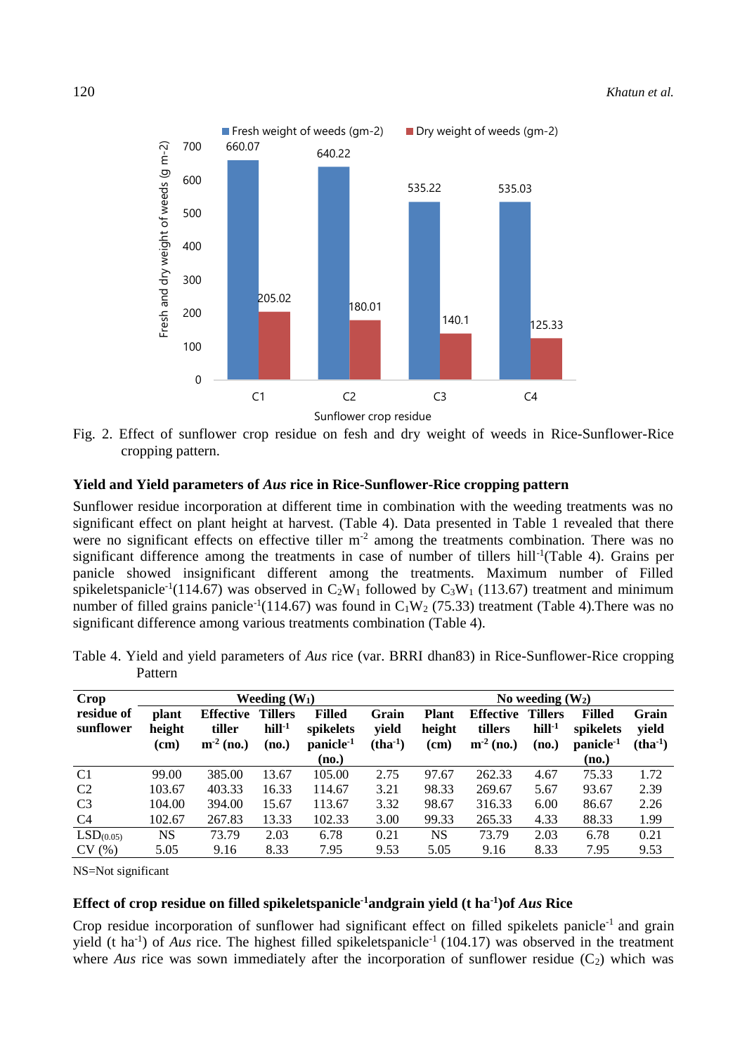Fig. 2. Effect of sunflower crop residue on fesh and dry weight of weeds in Rice-Sunflower-Rice cropping pattern.

### Yield and Yield parameters of *Aus* rice in Rice-Sunflower-Rice cropping pattern

Sunflower residue incorporation at different time in combination with the weeding treatments was no significant effect on plant height at harvest. (Table 4). Data presented in Table 1 revealed that there were no significant effects on effective tiller $m^{-2}$ among the treatments combination. There was no significant difference among the treatments in case of number of tillers hill$^{-1}$(Table 4). Grains per panicle showed insignificant different among the treatments. Maximum number of Filled spikeletspanicle$^{-1}$(114.67) was observed in $C_2W_1$ followed by $C_3W_1$ (113.67) treatment and minimum number of filled grains panicle$^{-1}$(114.67) was found in $C_1W_2$ (75.33) treatment (Table 4).There was no significant difference among various treatments combination (Table 4).

Table 4. Yield and yield parameters of *Aus* rice (var. BRRI dhan83) in Rice-Sunflower-Rice cropping Pattern

| Crop residue of sunflower | Weeding ($W_1$) | | | | | No weeding ($W_2$) | | | | |
|---|---|---|---|---|---|---|---|---|---|---|
| | plant height (cm) | Effective tiller $m^{-2}$ (no.) | Tillers hill$^{-1}$ (no.) | Filled spikelets panicle$^{-1}$ (no.) | Grain yield (tha$^{-1}$) | Plant height (cm) | Effective tillers $m^{-2}$ (no.) | Tillers hill$^{-1}$ (no.) | Filled spikelets panicle$^{-1}$ (no.) | Grain yield (tha$^{-1}$) |
| C1 | 99.00 | 385.00 | 13.67 | 105.00 | 2.75 | 97.67 | 262.33 | 4.67 | 75.33 | 1.72 |
| C2 | 103.67 | 403.33 | 16.33 | 114.67 | 3.21 | 98.33 | 269.67 | 5.67 | 93.67 | 2.39 |
| C3 | 104.00 | 394.00 | 15.67 | 113.67 | 3.32 | 98.67 | 316.33 | 6.00 | 86.67 | 2.26 |
| C4 | 102.67 | 267.83 | 13.33 | 102.33 | 3.00 | 99.33 | 265.33 | 4.33 | 88.33 | 1.99 |
| $LSD_{(0.05)}$ | NS | 73.79 | 2.03 | 6.78 | 0.21 | NS | 73.79 | 2.03 | 6.78 | 0.21 |
| CV (%) | 5.05 | 9.16 | 8.33 | 7.95 | 9.53 | 5.05 | 9.16 | 8.33 | 7.95 | 9.53 |

NS=Not significant

### Effect of crop residue on filled spikeletspanicle$^{-1}$andgrain yield (t ha$^{-1}$)of *Aus* Rice

Crop residue incorporation of sunflower had significant effect on filled spikelets panicle$^{-1}$ and grain yield (t ha$^{-1}$) of *Aus* rice. The highest filled spikeletspanicle$^{-1}$ (104.17) was observed in the treatment where *Aus* rice was sown immediately after the incorporation of sunflower residue ($C_2$) which was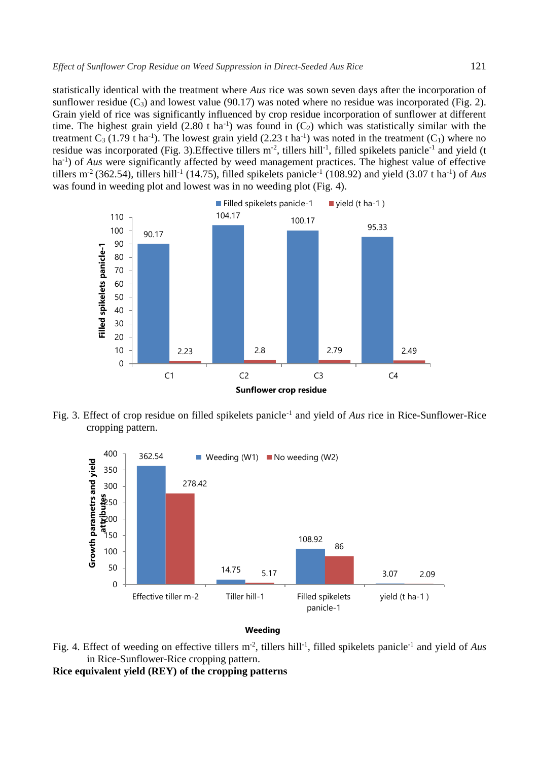statistically identical with the treatment where *Aus* rice was sown seven days after the incorporation of sunflower residue ($C_3$) and lowest value (90.17) was noted where no residue was incorporated (Fig. 2). Grain yield of rice was significantly influenced by crop residue incorporation of sunflower at different time. The highest grain yield (2.80 t ha$^{-1}$) was found in ($C_2$) which was statistically similar with the treatment $C_3$ (1.79 t ha$^{-1}$). The lowest grain yield (2.23 t ha$^{-1}$) was noted in the treatment ($C_1$) where no residue was incorporated (Fig. 3).Effective tillers m$^{-2}$, tillers hill$^{-1}$, filled spikelets panicle$^{-1}$ and yield (t ha$^{-1}$) of *Aus* were significantly affected by weed management practices. The highest value of effective tillers m$^{-2}$ (362.54), tillers hill$^{-1}$ (14.75), filled spikelets panicle$^{-1}$ (108.92) and yield (3.07 t ha$^{-1}$) of *Aus* was found in weeding plot and lowest was in no weeding plot (Fig. 4).

Fig. 3. Effect of crop residue on filled spikelets panicle$^{-1}$ and yield of *Aus* rice in Rice-Sunflower-Rice cropping pattern.

Fig. 4. Effect of weeding on effective tillers m$^{-2}$, tillers hill$^{-1}$, filled spikelets panicle$^{-1}$ and yield of *Aus* in Rice-Sunflower-Rice cropping pattern.

**Rice equivalent yield (REY) of the cropping patterns**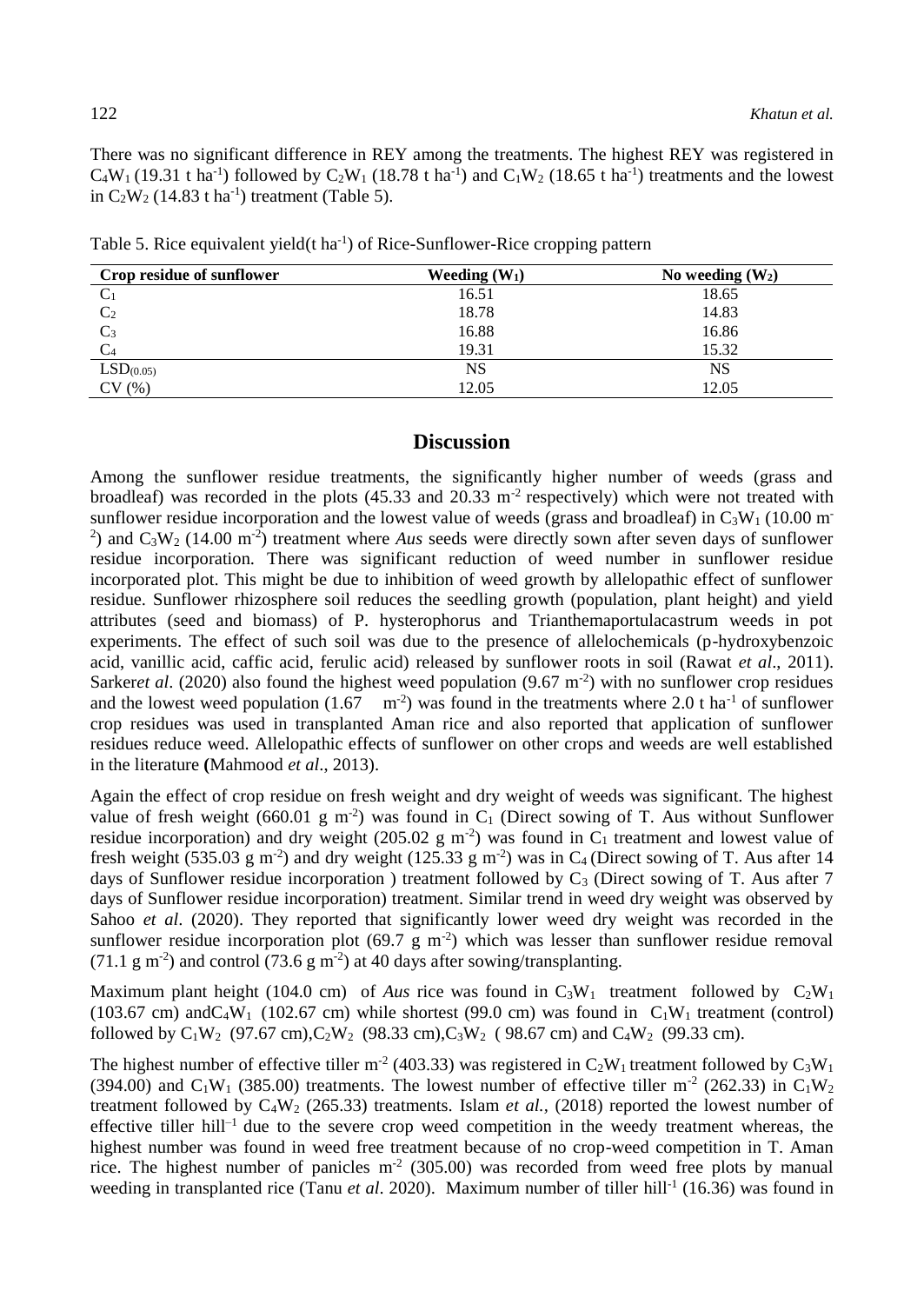There was no significant difference in REY among the treatments. The highest REY was registered in $C_4W_1$ (19.31 t ha$^{-1}$) followed by $C_2W_1$ (18.78 t ha$^{-1}$) and $C_1W_2$ (18.65 t ha$^{-1}$) treatments and the lowest in $C_2W_2$ (14.83 t ha$^{-1}$) treatment (Table 5).

Table 5. Rice equivalent yield(t ha$^{-1}$) of Rice-Sunflower-Rice cropping pattern

| Crop residue of sunflower | Weeding ($W_1$) | No weeding ($W_2$) |
|---|---|---|
| $C_1$ | 16.51 | 18.65 |
| $C_2$ | 18.78 | 14.83 |
| $C_3$ | 16.88 | 16.86 |
| $C_4$ | 19.31 | 15.32 |
| $LSD_{(0.05)}$ | NS | NS |
| CV (%) | 12.05 | 12.05 |

## Discussion

Among the sunflower residue treatments, the significantly higher number of weeds (grass and broadleaf) was recorded in the plots (45.33 and 20.33 m$^{-2}$ respectively) which were not treated with sunflower residue incorporation and the lowest value of weeds (grass and broadleaf) in $C_3W_1$ (10.00 m$^{-2}$) and $C_3W_2$ (14.00 m$^{-2}$) treatment where *Aus* seeds were directly sown after seven days of sunflower residue incorporation. There was significant reduction of weed number in sunflower residue incorporated plot. This might be due to inhibition of weed growth by allelopathic effect of sunflower residue. Sunflower rhizosphere soil reduces the seedling growth (population, plant height) and yield attributes (seed and biomass) of P. hysterophorus and Trianthemaportulacastrum weeds in pot experiments. The effect of such soil was due to the presence of allelochemicals (p-hydroxybenzoic acid, vanillic acid, caffic acid, ferulic acid) released by sunflower roots in soil (Rawat *et al*., 2011). Sarker*et al*. (2020) also found the highest weed population (9.67 m$^{-2}$) with no sunflower crop residues and the lowest weed population (1.67 m$^{-2}$) was found in the treatments where 2.0 t ha$^{-1}$ of sunflower crop residues was used in transplanted Aman rice and also reported that application of sunflower residues reduce weed. Allelopathic effects of sunflower on other crops and weeds are well established in the literature **(**Mahmood *et al*., 2013).

Again the effect of crop residue on fresh weight and dry weight of weeds was significant. The highest value of fresh weight (660.01 g m$^{-2}$) was found in $C_1$ (Direct sowing of T. Aus without Sunflower residue incorporation) and dry weight (205.02 g m$^{-2}$) was found in $C_1$ treatment and lowest value of fresh weight (535.03 g m$^{-2}$) and dry weight (125.33 g m$^{-2}$) was in $C_4$ (Direct sowing of T. Aus after 14 days of Sunflower residue incorporation ) treatment followed by $C_3$ (Direct sowing of T. Aus after 7 days of Sunflower residue incorporation) treatment. Similar trend in weed dry weight was observed by Sahoo *et al*. (2020). They reported that significantly lower weed dry weight was recorded in the sunflower residue incorporation plot (69.7 g m$^{-2}$) which was lesser than sunflower residue removal (71.1 g m$^{-2}$) and control (73.6 g m$^{-2}$) at 40 days after sowing/transplanting.

Maximum plant height (104.0 cm) of *Aus* rice was found in $C_3W_1$ treatment followed by $C_2W_1$ (103.67 cm) and$C_4W_1$ (102.67 cm) while shortest (99.0 cm) was found in $C_1W_1$ treatment (control) followed by $C_1W_2$ (97.67 cm),$C_2W_2$ (98.33 cm),$C_3W_2$ ( 98.67 cm) and $C_4W_2$ (99.33 cm).

The highest number of effective tiller m$^{-2}$ (403.33) was registered in $C_2W_1$ treatment followed by $C_3W_1$ (394.00) and $C_1W_1$ (385.00) treatments. The lowest number of effective tiller m$^{-2}$ (262.33) in $C_1W_2$ treatment followed by $C_4W_2$ (265.33) treatments. Islam *et al.*, (2018) reported the lowest number of effective tiller hill$^{-1}$ due to the severe crop weed competition in the weedy treatment whereas, the highest number was found in weed free treatment because of no crop-weed competition in T. Aman rice. The highest number of panicles m$^{-2}$ (305.00) was recorded from weed free plots by manual weeding in transplanted rice (Tanu *et al*. 2020). Maximum number of tiller hill$^{-1}$ (16.36) was found in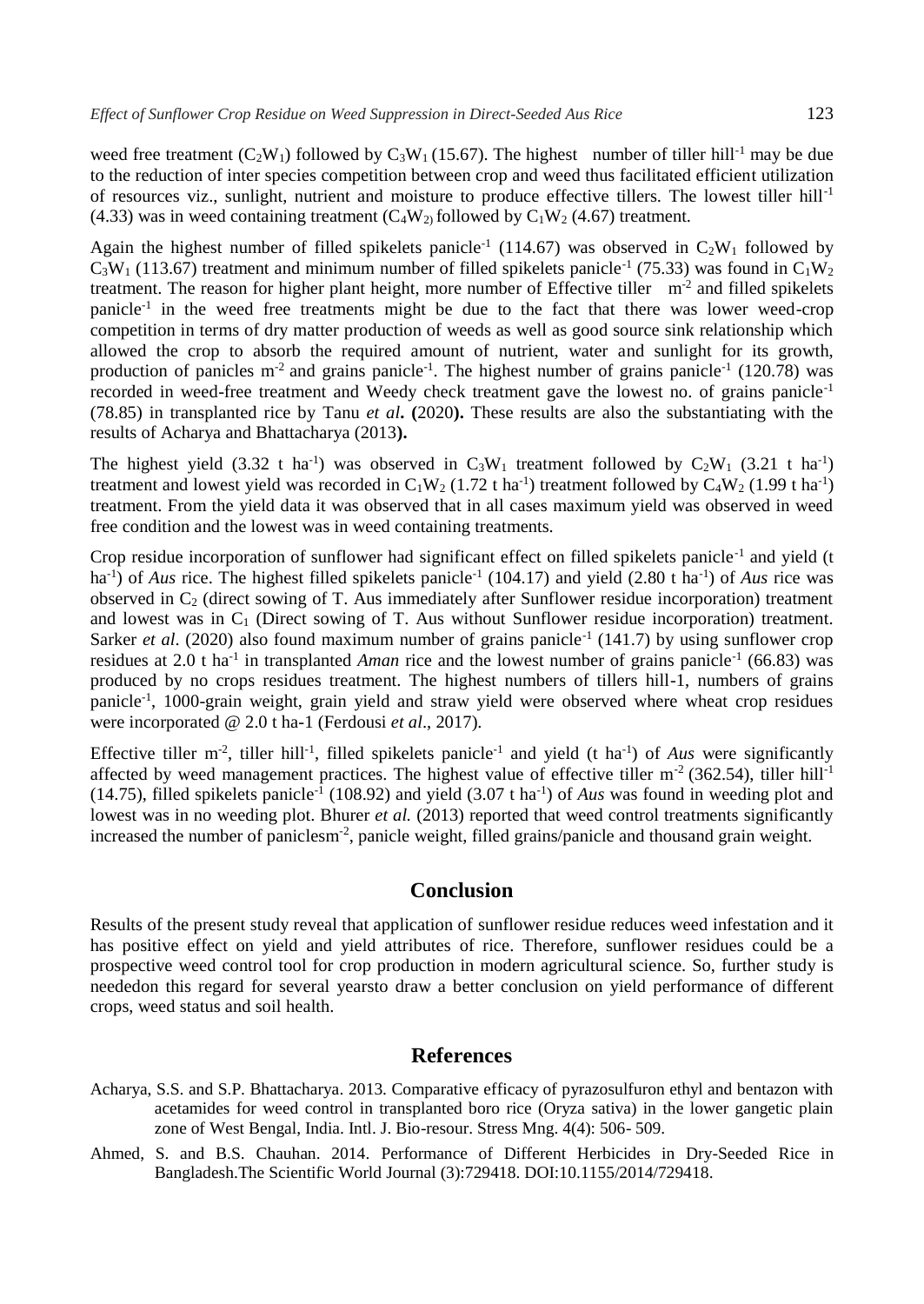weed free treatment ($C_2W_1$) followed by $C_3W_1$ (15.67). The highest number of tiller hill$^{-1}$ may be due to the reduction of inter species competition between crop and weed thus facilitated efficient utilization of resources viz., sunlight, nutrient and moisture to produce effective tillers. The lowest tiller hill$^{-1}$ (4.33) was in weed containing treatment ($C_4W_2$) followed by $C_1W_2$ (4.67) treatment.

Again the highest number of filled spikelets panicle$^{-1}$ (114.67) was observed in $C_2W_1$ followed by $C_3W_1$ (113.67) treatment and minimum number of filled spikelets panicle$^{-1}$ (75.33) was found in $C_1W_2$ treatment. The reason for higher plant height, more number of Effective tiller m$^{-2}$ and filled spikelets panicle$^{-1}$ in the weed free treatments might be due to the fact that there was lower weed-crop competition in terms of dry matter production of weeds as well as good source sink relationship which allowed the crop to absorb the required amount of nutrient, water and sunlight for its growth, production of panicles m$^{-2}$ and grains panicle$^{-1}$. The highest number of grains panicle$^{-1}$ (120.78) was recorded in weed-free treatment and Weedy check treatment gave the lowest no. of grains panicle$^{-1}$ (78.85) in transplanted rice by Tanu *et al***.** **(**2020**).** These results are also the substantiating with the results of Acharya and Bhattacharya (2013**).**

The highest yield (3.32 t ha$^{-1}$) was observed in $C_3W_1$ treatment followed by $C_2W_1$ (3.21 t ha$^{-1}$) treatment and lowest yield was recorded in $C_1W_2$ (1.72 t ha$^{-1}$) treatment followed by $C_4W_2$ (1.99 t ha$^{-1}$) treatment. From the yield data it was observed that in all cases maximum yield was observed in weed free condition and the lowest was in weed containing treatments.

Crop residue incorporation of sunflower had significant effect on filled spikelets panicle$^{-1}$ and yield (t ha$^{-1}$) of *Aus* rice. The highest filled spikelets panicle$^{-1}$ (104.17) and yield (2.80 t ha$^{-1}$) of *Aus* rice was observed in $C_2$ (direct sowing of T. Aus immediately after Sunflower residue incorporation) treatment and lowest was in $C_1$ (Direct sowing of T. Aus without Sunflower residue incorporation) treatment. Sarker *et al*. (2020) also found maximum number of grains panicle$^{-1}$ (141.7) by using sunflower crop residues at 2.0 t ha$^{-1}$ in transplanted *Aman* rice and the lowest number of grains panicle$^{-1}$ (66.83) was produced by no crops residues treatment. The highest numbers of tillers hill-1, numbers of grains panicle$^{-1}$, 1000-grain weight, grain yield and straw yield were observed where wheat crop residues were incorporated @ 2.0 t ha-1 (Ferdousi *et al*., 2017).

Effective tiller m$^{-2}$, tiller hill$^{-1}$, filled spikelets panicle$^{-1}$ and yield (t ha$^{-1}$) of *Aus* were significantly affected by weed management practices. The highest value of effective tiller m$^{-2}$ (362.54), tiller hill$^{-1}$ (14.75), filled spikelets panicle$^{-1}$ (108.92) and yield (3.07 t ha$^{-1}$) of *Aus* was found in weeding plot and lowest was in no weeding plot. Bhurer *et al.* (2013) reported that weed control treatments significantly increased the number of paniclesm$^{-2}$, panicle weight, filled grains/panicle and thousand grain weight.

## Conclusion

Results of the present study reveal that application of sunflower residue reduces weed infestation and it has positive effect on yield and yield attributes of rice. Therefore, sunflower residues could be a prospective weed control tool for crop production in modern agricultural science. So, further study is neededon this regard for several yearsto draw a better conclusion on yield performance of different crops, weed status and soil health.

## References

Acharya, S.S. and S.P. Bhattacharya. 2013. Comparative efficacy of pyrazosulfuron ethyl and bentazon with acetamides for weed control in transplanted boro rice (Oryza sativa) in the lower gangetic plain zone of West Bengal, India. Intl. J. Bio-resour. Stress Mng. 4(4): 506- 509.

Ahmed, S. and B.S. Chauhan. 2014. Performance of Different Herbicides in Dry-Seeded Rice in Bangladesh.The Scientific World Journal (3):729418. DOI:10.1155/2014/729418.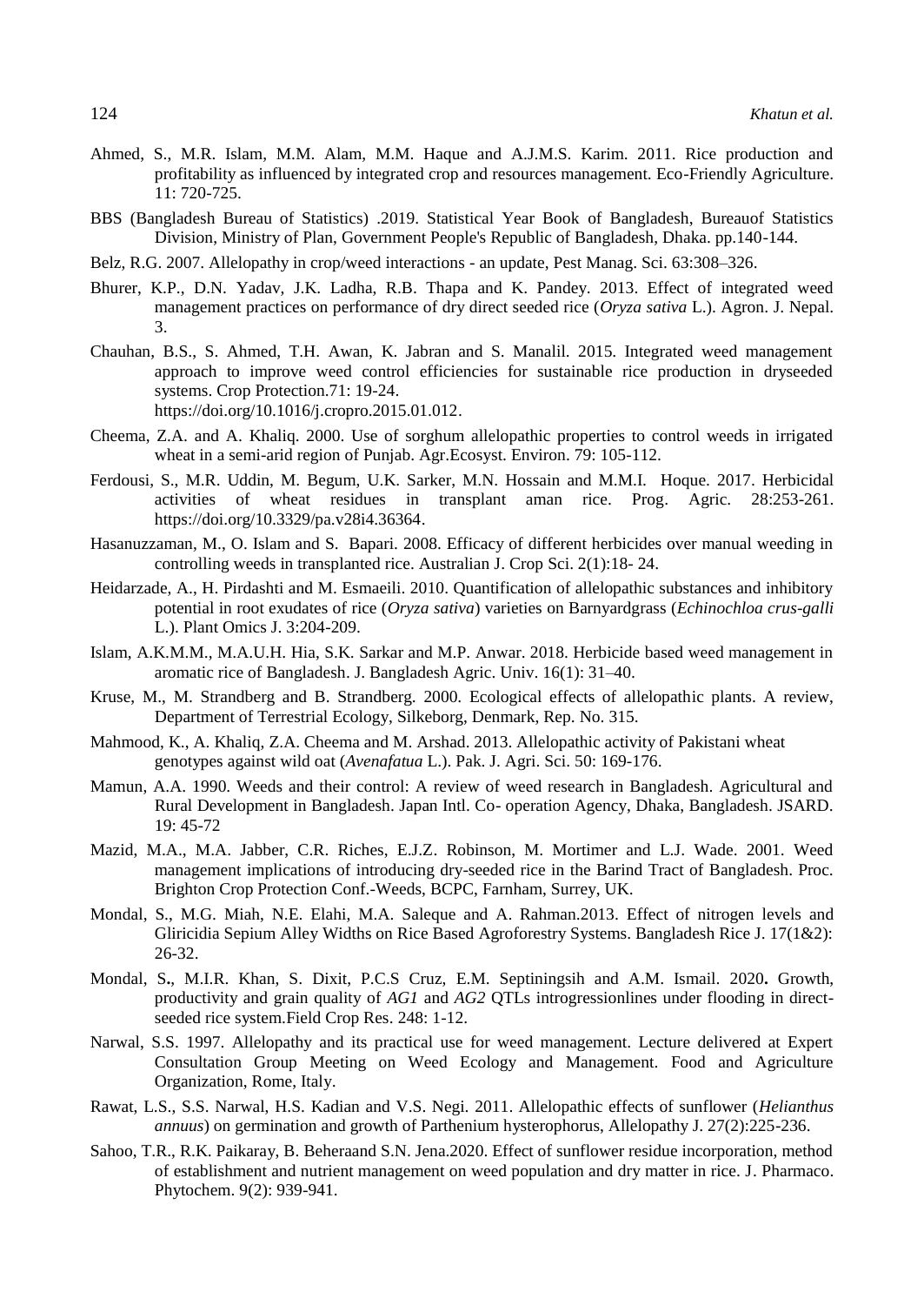Ahmed, S., M.R. Islam, M.M. Alam, M.M. Haque and A.J.M.S. Karim. 2011. Rice production and profitability as influenced by integrated crop and resources management. Eco-Friendly Agriculture. 11: 720-725.

BBS (Bangladesh Bureau of Statistics) .2019. Statistical Year Book of Bangladesh, Bureauof Statistics Division, Ministry of Plan, Government People's Republic of Bangladesh, Dhaka. pp.140-144.

Belz, R.G. 2007. Allelopathy in crop/weed interactions - an update, Pest Manag. Sci. 63:308–326.

Bhurer, K.P., D.N. Yadav, J.K. Ladha, R.B. Thapa and K. Pandey. 2013. Effect of integrated weed management practices on performance of dry direct seeded rice (*Oryza sativa* L.). Agron. J. Nepal. 3.

Chauhan, B.S., S. Ahmed, T.H. Awan, K. Jabran and S. Manalil. 2015. Integrated weed management approach to improve weed control efficiencies for sustainable rice production in dryseeded systems. Crop Protection.71: 19-24. https://doi.org/10.1016/j.cropro.2015.01.012.

Cheema, Z.A. and A. Khaliq. 2000. Use of sorghum allelopathic properties to control weeds in irrigated wheat in a semi-arid region of Punjab. Agr.Ecosyst. Environ. 79: 105-112.

Ferdousi, S., M.R. Uddin, M. Begum, U.K. Sarker, M.N. Hossain and M.M.I. Hoque. 2017. Herbicidal activities of wheat residues in transplant aman rice. Prog. Agric. 28:253-261. https://doi.org/10.3329/pa.v28i4.36364.

Hasanuzzaman, M., O. Islam and S. Bapari. 2008. Efficacy of different herbicides over manual weeding in controlling weeds in transplanted rice. Australian J. Crop Sci. 2(1):18- 24.

Heidarzade, A., H. Pirdashti and M. Esmaeili. 2010. Quantification of allelopathic substances and inhibitory potential in root exudates of rice (*Oryza sativa*) varieties on Barnyardgrass (*Echinochloa crus-galli* L.). Plant Omics J. 3:204-209.

Islam, A.K.M.M., M.A.U.H. Hia, S.K. Sarkar and M.P. Anwar. 2018. Herbicide based weed management in aromatic rice of Bangladesh. J. Bangladesh Agric. Univ. 16(1): 31–40.

Kruse, M., M. Strandberg and B. Strandberg. 2000. Ecological effects of allelopathic plants. A review, Department of Terrestrial Ecology, Silkeborg, Denmark, Rep. No. 315.

Mahmood, K., A. Khaliq, Z.A. Cheema and M. Arshad. 2013. Allelopathic activity of Pakistani wheat genotypes against wild oat (*Avenafatua* L.). Pak. J. Agri. Sci. 50: 169-176.

Mamun, A.A. 1990. Weeds and their control: A review of weed research in Bangladesh. Agricultural and Rural Development in Bangladesh. Japan Intl. Co- operation Agency, Dhaka, Bangladesh. JSARD. 19: 45-72

Mazid, M.A., M.A. Jabber, C.R. Riches, E.J.Z. Robinson, M. Mortimer and L.J. Wade. 2001. Weed management implications of introducing dry-seeded rice in the Barind Tract of Bangladesh. Proc. Brighton Crop Protection Conf.-Weeds, BCPC, Farnham, Surrey, UK.

Mondal, S., M.G. Miah, N.E. Elahi, M.A. Saleque and A. Rahman.2013. Effect of nitrogen levels and Gliricidia Sepium Alley Widths on Rice Based Agroforestry Systems. Bangladesh Rice J. 17(1&2): 26-32.

Mondal, S**.**, M.I.R. Khan, S. Dixit, P.C.S Cruz, E.M. Septiningsih and A.M. Ismail. 2020**.** Growth, productivity and grain quality of *AG1* and *AG2* QTLs introgressionlines under flooding in direct-seeded rice system.Field Crop Res. 248: 1-12.

Narwal, S.S. 1997. Allelopathy and its practical use for weed management. Lecture delivered at Expert Consultation Group Meeting on Weed Ecology and Management. Food and Agriculture Organization, Rome, Italy.

Rawat, L.S., S.S. Narwal, H.S. Kadian and V.S. Negi. 2011. Allelopathic effects of sunflower (*Helianthus annuus*) on germination and growth of Parthenium hysterophorus, Allelopathy J. 27(2):225-236.

Sahoo, T.R., R.K. Paikaray, B. Beheraand S.N. Jena.2020. Effect of sunflower residue incorporation, method of establishment and nutrient management on weed population and dry matter in rice. J. Pharmaco. Phytochem. 9(2): 939-941.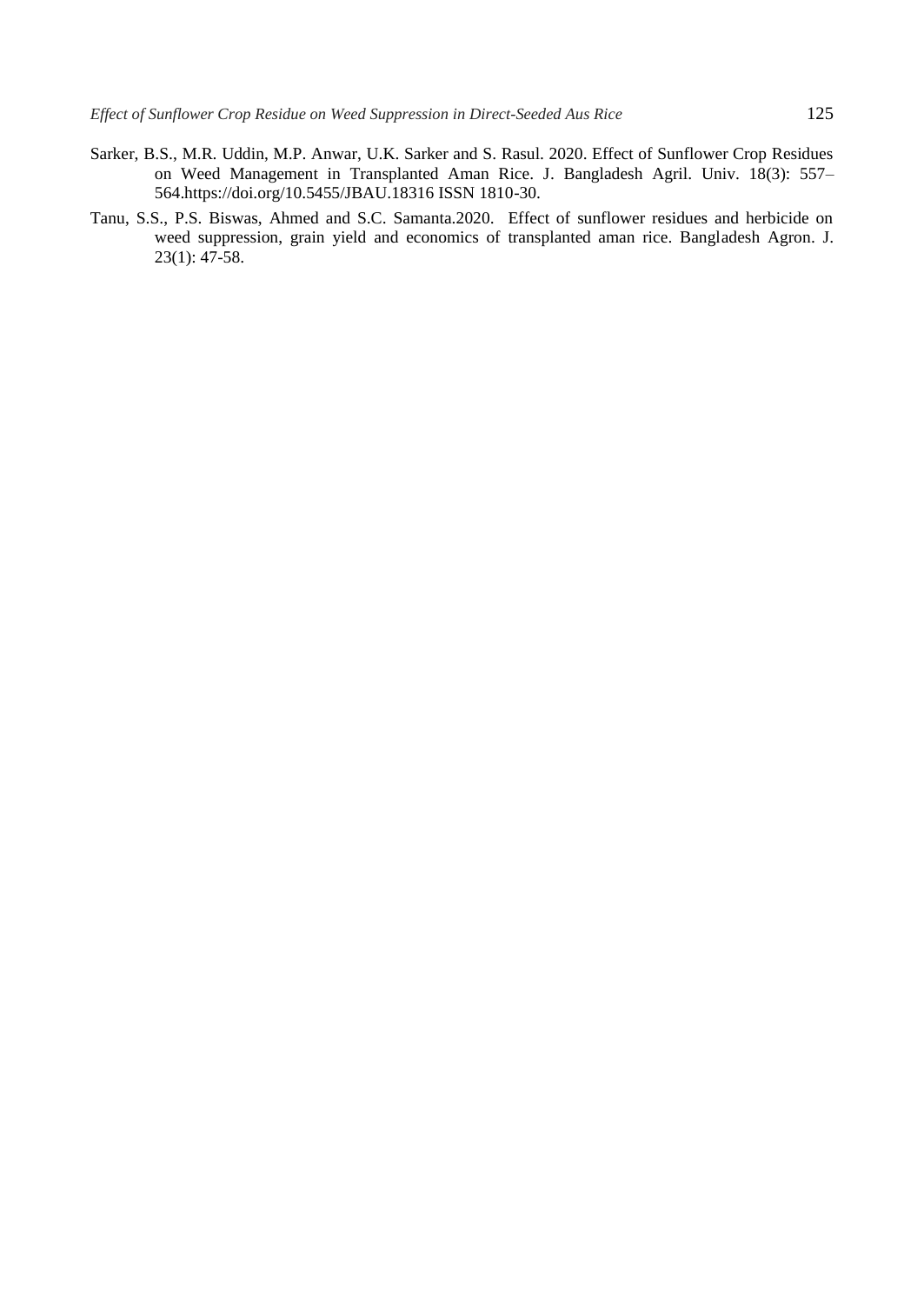Sarker, B.S., M.R. Uddin, M.P. Anwar, U.K. Sarker and S. Rasul. 2020. Effect of Sunflower Crop Residues on Weed Management in Transplanted Aman Rice. J. Bangladesh Agril. Univ. 18(3): 557–564.https://doi.org/10.5455/JBAU.18316 ISSN 1810-30.

Tanu, S.S., P.S. Biswas, Ahmed and S.C. Samanta.2020. Effect of sunflower residues and herbicide on weed suppression, grain yield and economics of transplanted aman rice. Bangladesh Agron. J. 23(1): 47-58.